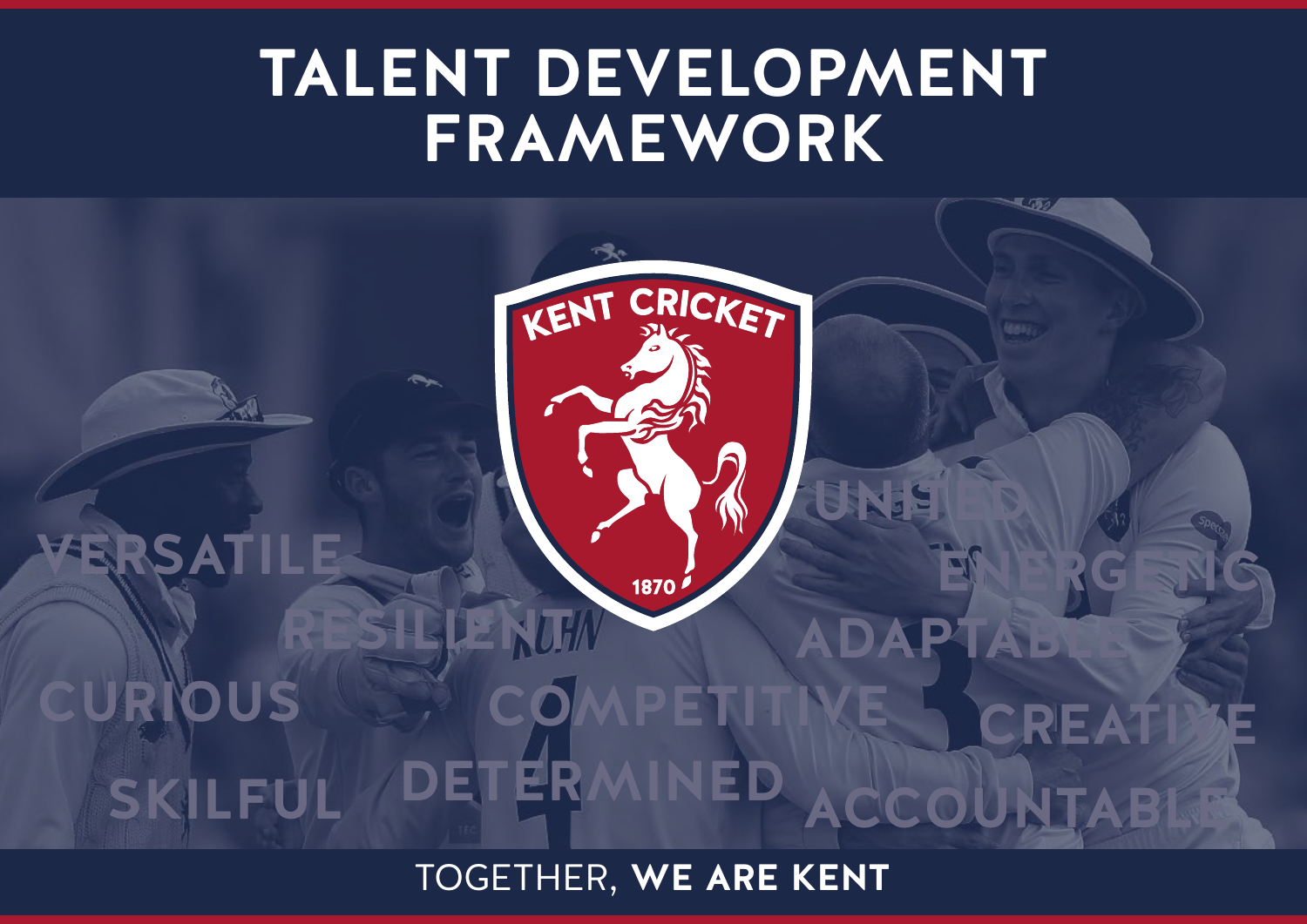# TALENT DEVELOPMENT FRAMEWORK

KENT CRICKET

1870

VERSATILE

RESILIENT

CURIOUS

SKILFUL

COMPETITIVE

DETERMINED

UNITED

ENERGETIC

ADAPTABLE

CREATIVE

ACCOUNTABLE

TOGETHER, **WE ARE KENT**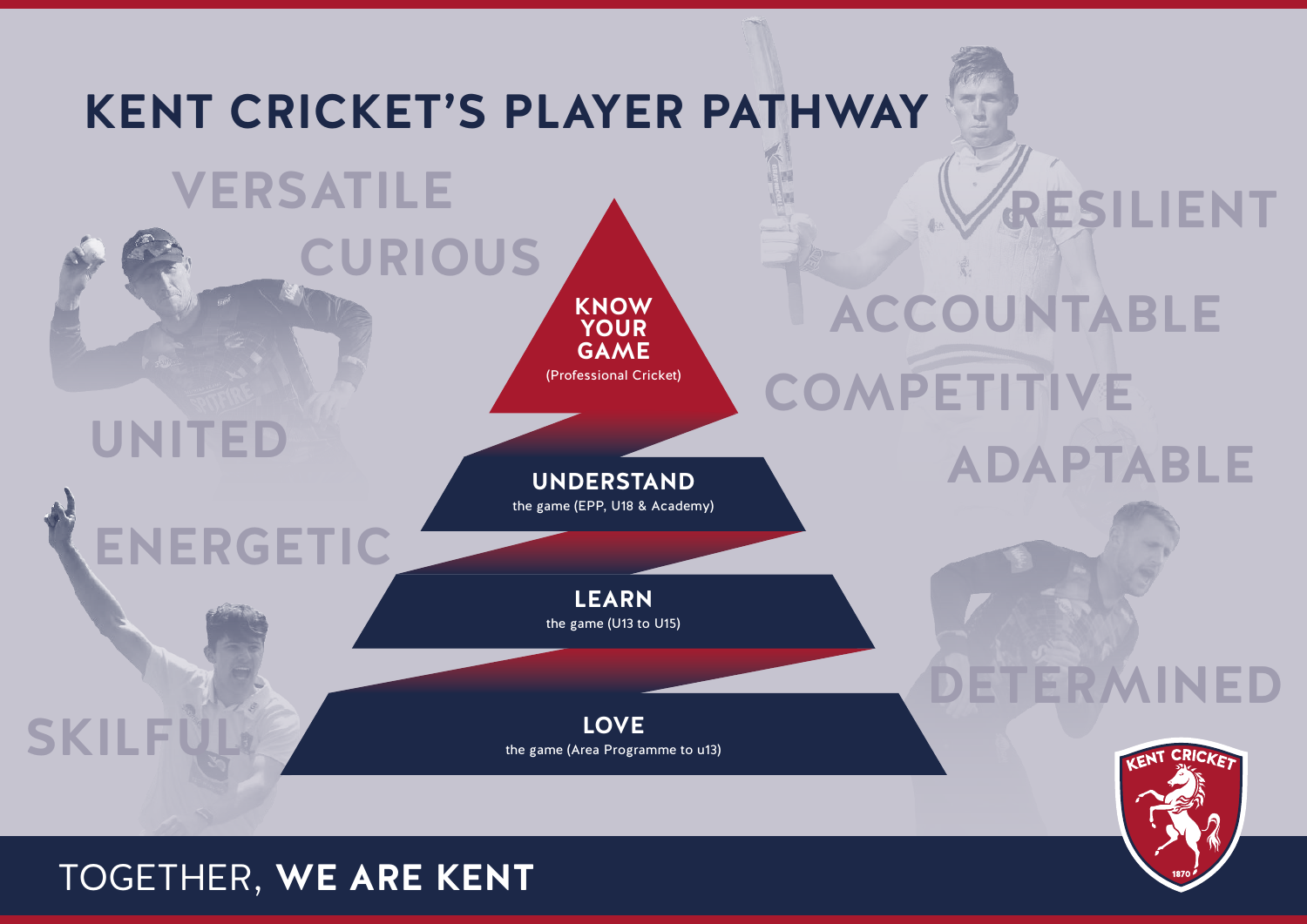# KENT CRICKET'S PLAYER PATHWAY

VERSATILE
CURIOUS
UNITED
ENERGETIC
SKILFUL
RESILIENT
ACCOUNTABLE
COMPETITIVE
ADAPTABLE
DETERMINED

**KNOW YOUR GAME**
(Professional Cricket)

**UNDERSTAND**
the game (EPP, U18 & Academy)

**LEARN**
the game (U13 to U15)

**LOVE**
the game (Area Programme to u13)

TOGETHER, **WE ARE KENT**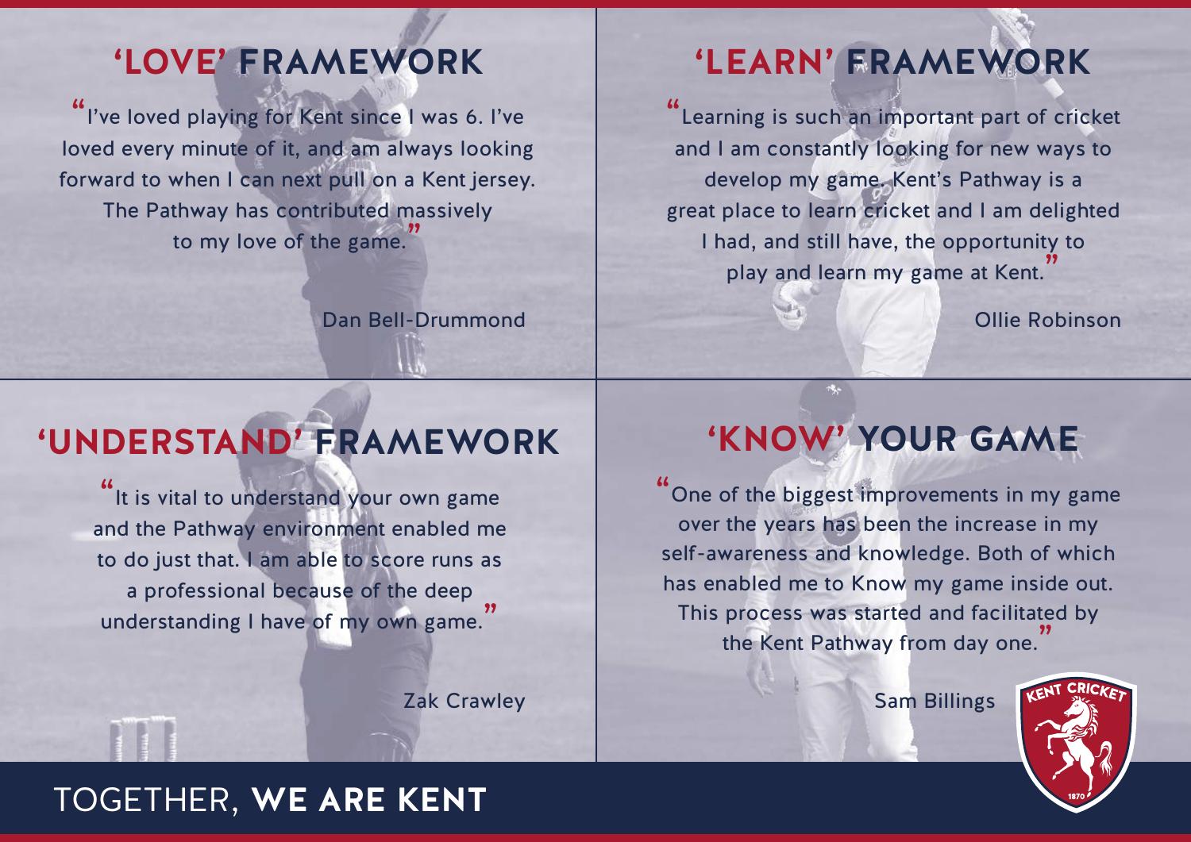## 'LOVE' FRAMEWORK

"I've loved playing for Kent since I was 6. I've loved every minute of it, and am always looking forward to when I can next pull on a Kent jersey. The Pathway has contributed massively to my love of the game."

Dan Bell-Drummond

## 'LEARN' FRAMEWORK

"Learning is such an important part of cricket and I am constantly looking for new ways to develop my game. Kent's Pathway is a great place to learn cricket and I am delighted I had, and still have, the opportunity to play and learn my game at Kent."

Ollie Robinson

## 'UNDERSTAND' FRAMEWORK

"It is vital to understand your own game and the Pathway environment enabled me to do just that. I am able to score runs as a professional because of the deep understanding I have of my own game."

Zak Crawley

## 'KNOW' YOUR GAME

"One of the biggest improvements in my game over the years has been the increase in my self-awareness and knowledge. Both of which has enabled me to Know my game inside out. This process was started and facilitated by the Kent Pathway from day one."

Sam Billings

KENT CRICKET
1870

TOGETHER, **WE ARE KENT**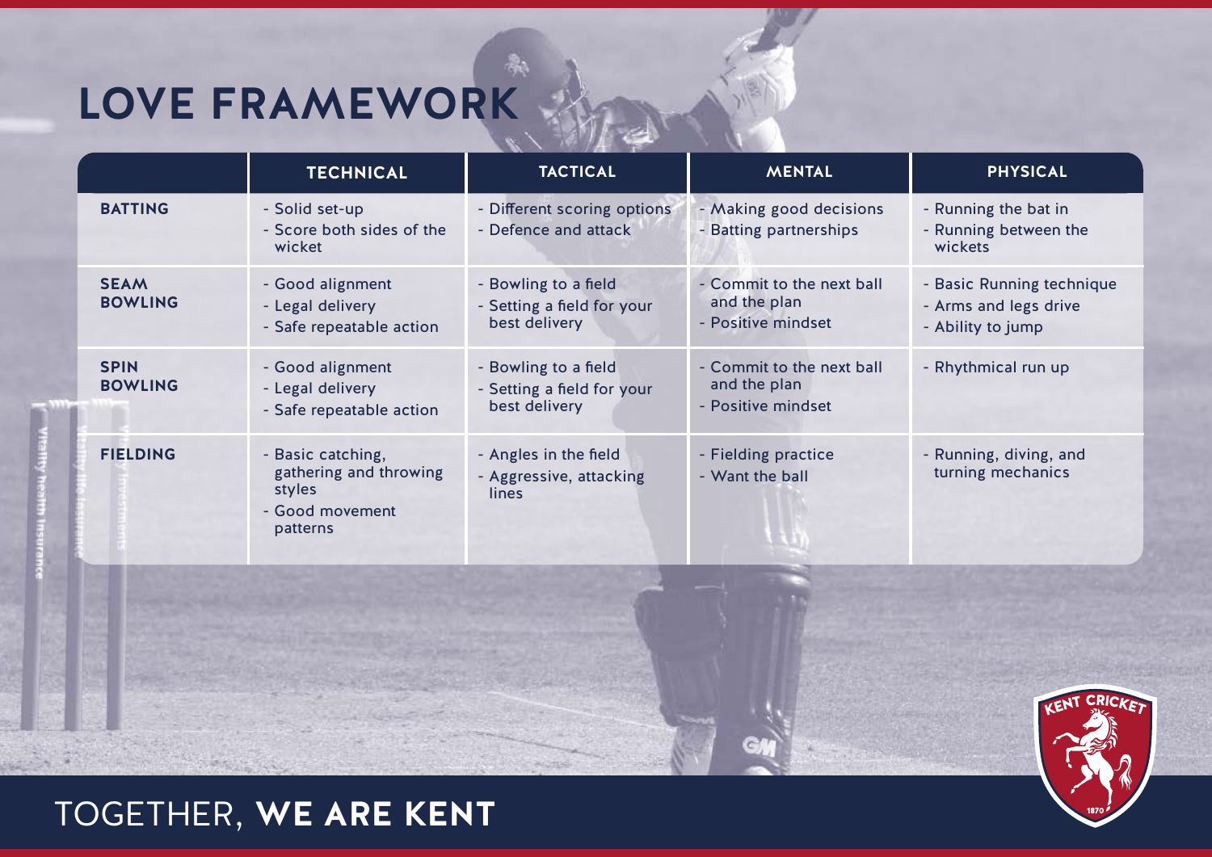# LOVE FRAMEWORK

| | TECHNICAL | TACTICAL | MENTAL | PHYSICAL |
|---|---|---|---|---|
| **BATTING** | - Solid set-up<br>- Score both sides of the wicket | - Different scoring options<br>- Defence and attack | - Making good decisions<br>- Batting partnerships | - Running the bat in<br>- Running between the wickets |
| **SEAM BOWLING** | - Good alignment<br>- Legal delivery<br>- Safe repeatable action | - Bowling to a field<br>- Setting a field for your best delivery | - Commit to the next ball and the plan<br>- Positive mindset | - Basic Running technique<br>- Arms and legs drive<br>- Ability to jump |
| **SPIN BOWLING** | - Good alignment<br>- Legal delivery<br>- Safe repeatable action | - Bowling to a field<br>- Setting a field for your best delivery | - Commit to the next ball and the plan<br>- Positive mindset | - Rhythmical run up |
| **FIELDING** | - Basic catching, gathering and throwing styles<br>- Good movement patterns | - Angles in the field<br>- Aggressive, attacking lines | - Fielding practice<br>- Want the ball | - Running, diving, and turning mechanics |

TOGETHER, **WE ARE KENT**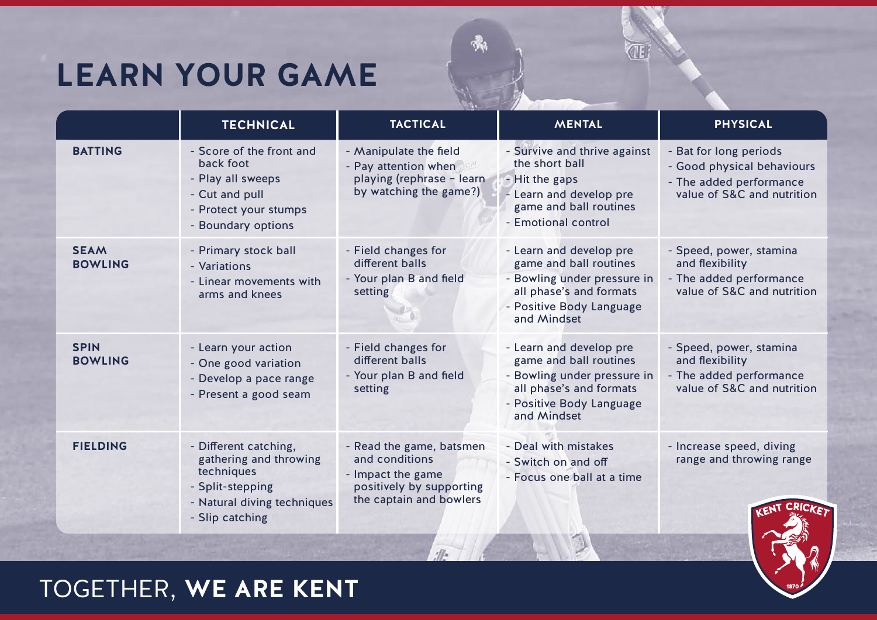# LEARN YOUR GAME

| | TECHNICAL | TACTICAL | MENTAL | PHYSICAL |
|---|---|---|---|---|
| **BATTING** | - Score of the front and back foot<br>- Play all sweeps<br>- Cut and pull<br>- Protect your stumps<br>- Boundary options | - Manipulate the field<br>- Pay attention when playing (rephrase – learn by watching the game?) | - Survive and thrive against the short ball<br>- Hit the gaps<br>- Learn and develop pre game and ball routines<br>- Emotional control | - Bat for long periods<br>- Good physical behaviours<br>- The added performance value of S&C and nutrition |
| **SEAM BOWLING** | - Primary stock ball<br>- Variations<br>- Linear movements with arms and knees | - Field changes for different balls<br>- Your plan B and field setting | - Learn and develop pre game and ball routines<br>- Bowling under pressure in all phase's and formats<br>- Positive Body Language and Mindset | - Speed, power, stamina and flexibility<br>- The added performance value of S&C and nutrition |
| **SPIN BOWLING** | - Learn your action<br>- One good variation<br>- Develop a pace range<br>- Present a good seam | - Field changes for different balls<br>- Your plan B and field setting | - Learn and develop pre game and ball routines<br>- Bowling under pressure in all phase's and formats<br>- Positive Body Language and Mindset | - Speed, power, stamina and flexibility<br>- The added performance value of S&C and nutrition |
| **FIELDING** | - Different catching, gathering and throwing techniques<br>- Split-stepping<br>- Natural diving techniques<br>- Slip catching | - Read the game, batsmen and conditions<br>- Impact the game positively by supporting the captain and bowlers | - Deal with mistakes<br>- Switch on and off<br>- Focus one ball at a time | - Increase speed, diving range and throwing range |

TOGETHER, **WE ARE KENT**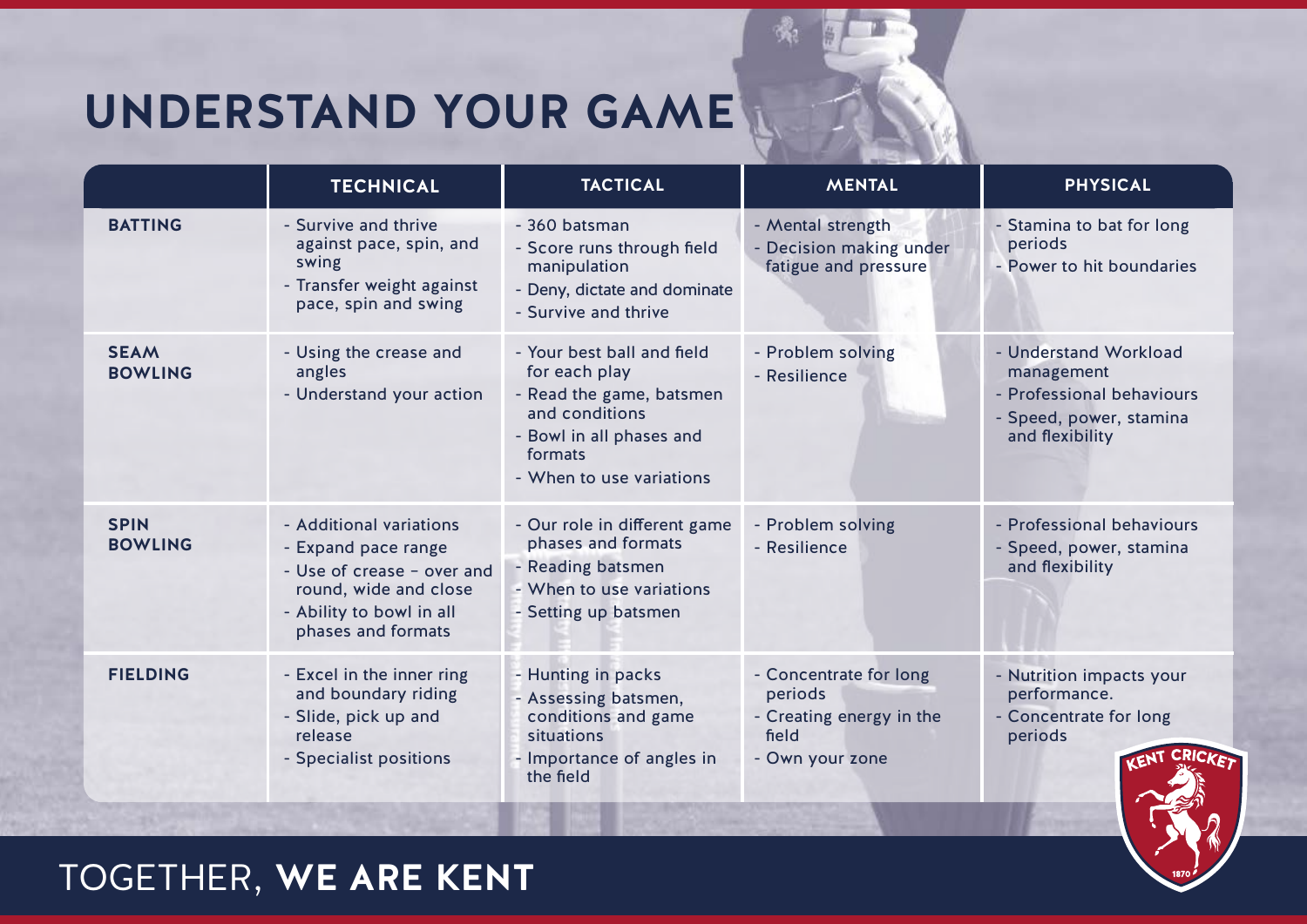# UNDERSTAND YOUR GAME

| | TECHNICAL | TACTICAL | MENTAL | PHYSICAL |
|---|---|---|---|---|
| **BATTING** | - Survive and thrive against pace, spin, and swing<br>- Transfer weight against pace, spin and swing | - 360 batsman<br>- Score runs through field manipulation<br>- Deny, dictate and dominate<br>- Survive and thrive | - Mental strength<br>- Decision making under fatigue and pressure | - Stamina to bat for long periods<br>- Power to hit boundaries |
| **SEAM BOWLING** | - Using the crease and angles<br>- Understand your action | - Your best ball and field for each play<br>- Read the game, batsmen and conditions<br>- Bowl in all phases and formats<br>- When to use variations | - Problem solving<br>- Resilience | - Understand Workload management<br>- Professional behaviours<br>- Speed, power, stamina and flexibility |
| **SPIN BOWLING** | - Additional variations<br>- Expand pace range<br>- Use of crease – over and round, wide and close<br>- Ability to bowl in all phases and formats | - Our role in different game phases and formats<br>- Reading batsmen<br>- When to use variations<br>- Setting up batsmen | - Problem solving<br>- Resilience | - Professional behaviours<br>- Speed, power, stamina and flexibility |
| **FIELDING** | - Excel in the inner ring and boundary riding<br>- Slide, pick up and release<br>- Specialist positions | - Hunting in packs<br>- Assessing batsmen, conditions and game situations<br>- Importance of angles in the field | - Concentrate for long periods<br>- Creating energy in the field<br>- Own your zone | - Nutrition impacts your performance.<br>- Concentrate for long periods |

TOGETHER, **WE ARE KENT**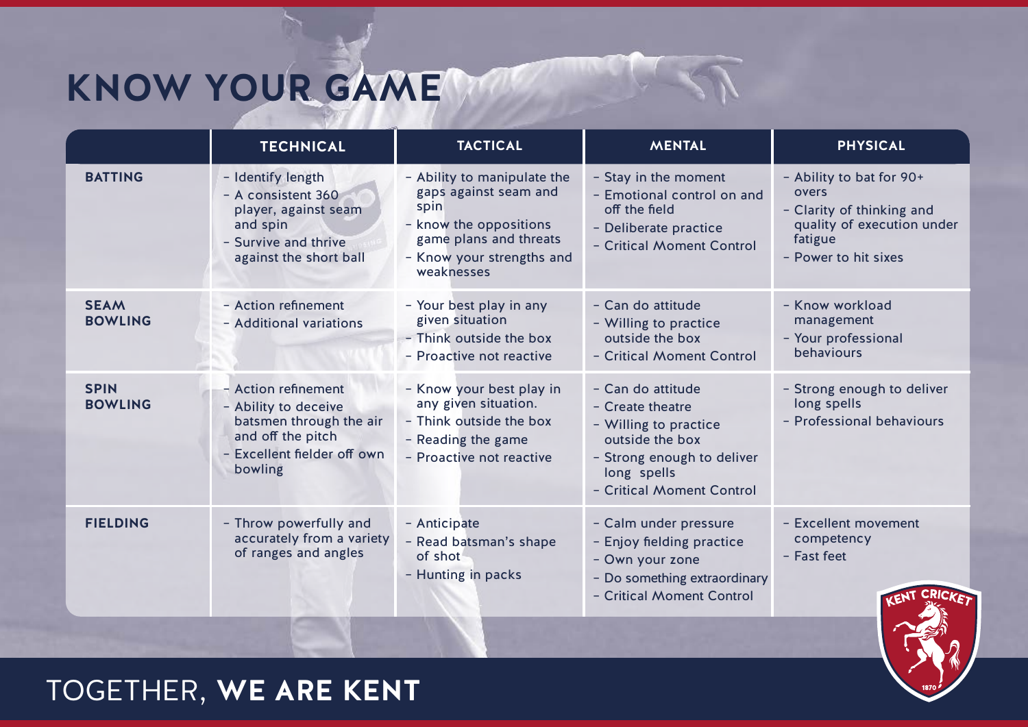# KNOW YOUR GAME

| | TECHNICAL | TACTICAL | MENTAL | PHYSICAL |
|---|---|---|---|---|
| **BATTING** | - Identify length<br>- A consistent 360 player, against seam and spin<br>- Survive and thrive against the short ball | - Ability to manipulate the gaps against seam and spin<br>- know the oppositions game plans and threats<br>- Know your strengths and weaknesses | - Stay in the moment<br>- Emotional control on and off the field<br>- Deliberate practice<br>- Critical Moment Control | - Ability to bat for 90+ overs<br>- Clarity of thinking and quality of execution under fatigue<br>- Power to hit sixes |
| **SEAM BOWLING** | - Action refinement<br>- Additional variations | - Your best play in any given situation<br>- Think outside the box<br>- Proactive not reactive | - Can do attitude<br>- Willing to practice outside the box<br>- Critical Moment Control | - Know workload management<br>- Your professional behaviours |
| **SPIN BOWLING** | - Action refinement<br>- Ability to deceive batsmen through the air and off the pitch<br>- Excellent fielder off own bowling | - Know your best play in any given situation.<br>- Think outside the box<br>- Reading the game<br>- Proactive not reactive | - Can do attitude<br>- Create theatre<br>- Willing to practice outside the box<br>- Strong enough to deliver long spells<br>- Critical Moment Control | - Strong enough to deliver long spells<br>- Professional behaviours |
| **FIELDING** | - Throw powerfully and accurately from a variety of ranges and angles | - Anticipate<br>- Read batsman's shape of shot<br>- Hunting in packs | - Calm under pressure<br>- Enjoy fielding practice<br>- Own your zone<br>- Do something extraordinary<br>- Critical Moment Control | - Excellent movement competency<br>- Fast feet |

KENT CRICKET 1870

TOGETHER, **WE ARE KENT**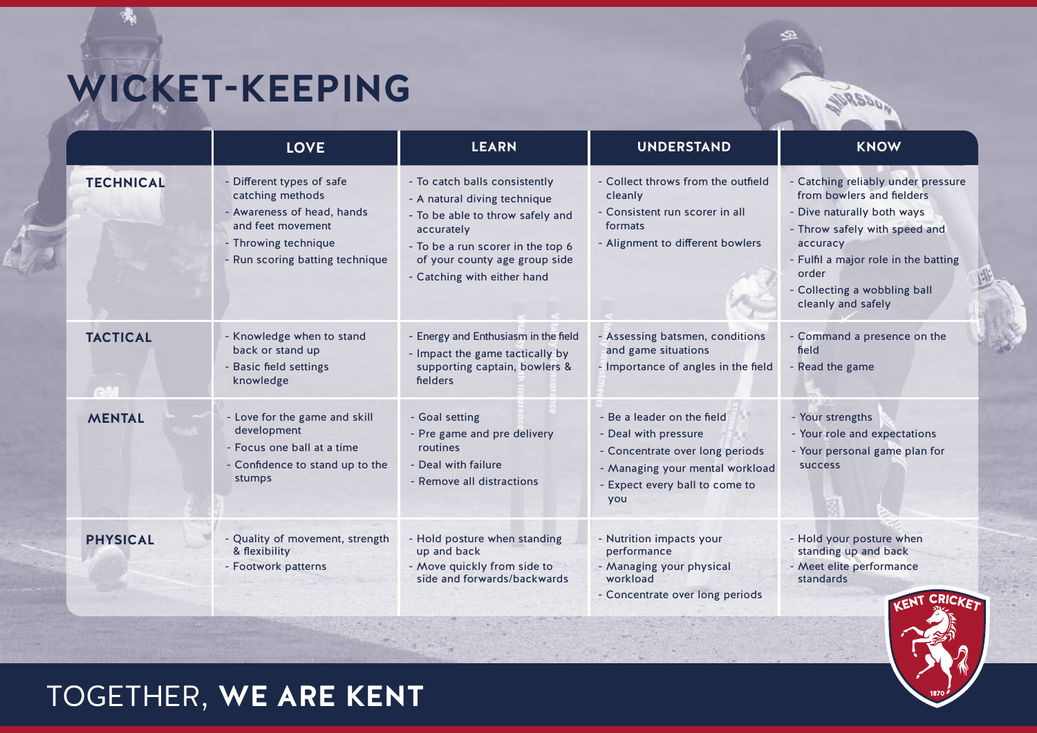# WICKET-KEEPING

| | LOVE | LEARN | UNDERSTAND | KNOW |
|---|---|---|---|---|
| **TECHNICAL** | - Different types of safe catching methods<br>- Awareness of head, hands and feet movement<br>- Throwing technique<br>- Run scoring batting technique | - To catch balls consistently<br>- A natural diving technique<br>- To be able to throw safely and accurately<br>- To be a run scorer in the top 6 of your county age group side<br>- Catching with either hand | - Collect throws from the outfield cleanly<br>- Consistent run scorer in all formats<br>- Alignment to different bowlers | - Catching reliably under pressure from bowlers and fielders<br>- Dive naturally both ways<br>- Throw safely with speed and accuracy<br>- Fulfil a major role in the batting order<br>- Collecting a wobbling ball cleanly and safely |
| **TACTICAL** | - Knowledge when to stand back or stand up<br>- Basic field settings knowledge | - Energy and Enthusiasm in the field<br>- Impact the game tactically by supporting captain, bowlers & fielders | - Assessing batsmen, conditions and game situations<br>- Importance of angles in the field | - Command a presence on the field<br>- Read the game |
| **MENTAL** | - Love for the game and skill development<br>- Focus one ball at a time<br>- Confidence to stand up to the stumps | - Goal setting<br>- Pre game and pre delivery routines<br>- Deal with failure<br>- Remove all distractions | - Be a leader on the field<br>- Deal with pressure<br>- Concentrate over long periods<br>- Managing your mental workload<br>- Expect every ball to come to you | - Your strengths<br>- Your role and expectations<br>- Your personal game plan for success |
| **PHYSICAL** | - Quality of movement, strength & flexibility<br>- Footwork patterns | - Hold posture when standing up and back<br>- Move quickly from side to side and forwards/backwards | - Nutrition impacts your performance<br>- Managing your physical workload<br>- Concentrate over long periods | - Hold your posture when standing up and back<br>- Meet elite performance standards |

TOGETHER, **WE ARE KENT**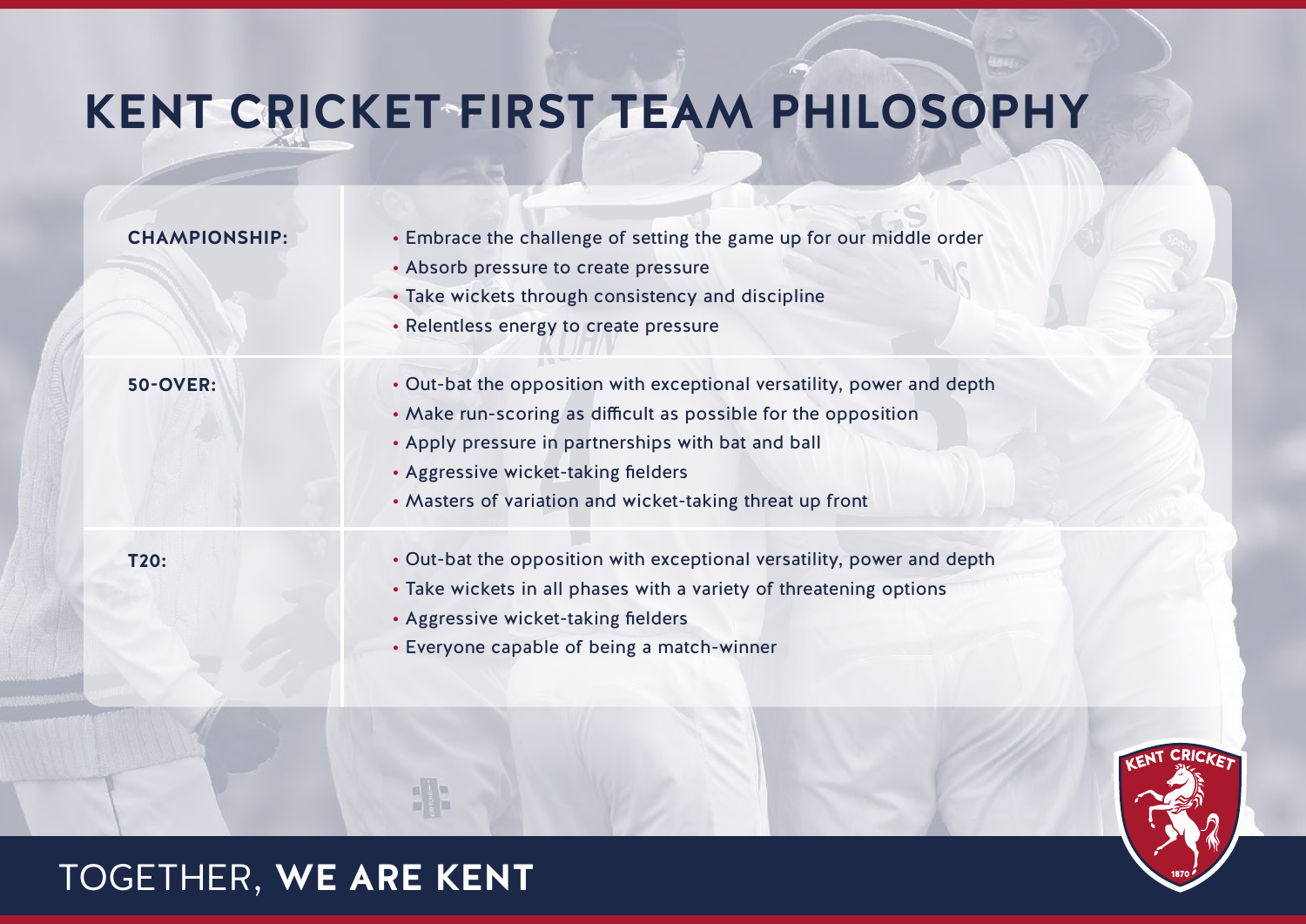# KENT CRICKET FIRST TEAM PHILOSOPHY

| | |
|---|---|
| **CHAMPIONSHIP:** | • Embrace the challenge of setting the game up for our middle order<br>• Absorb pressure to create pressure<br>• Take wickets through consistency and discipline<br>• Relentless energy to create pressure |
| **50-OVER:** | • Out-bat the opposition with exceptional versatility, power and depth<br>• Make run-scoring as difficult as possible for the opposition<br>• Apply pressure in partnerships with bat and ball<br>• Aggressive wicket-taking fielders<br>• Masters of variation and wicket-taking threat up front |
| **T20:** | • Out-bat the opposition with exceptional versatility, power and depth<br>• Take wickets in all phases with a variety of threatening options<br>• Aggressive wicket-taking fielders<br>• Everyone capable of being a match-winner |

TOGETHER, **WE ARE KENT**